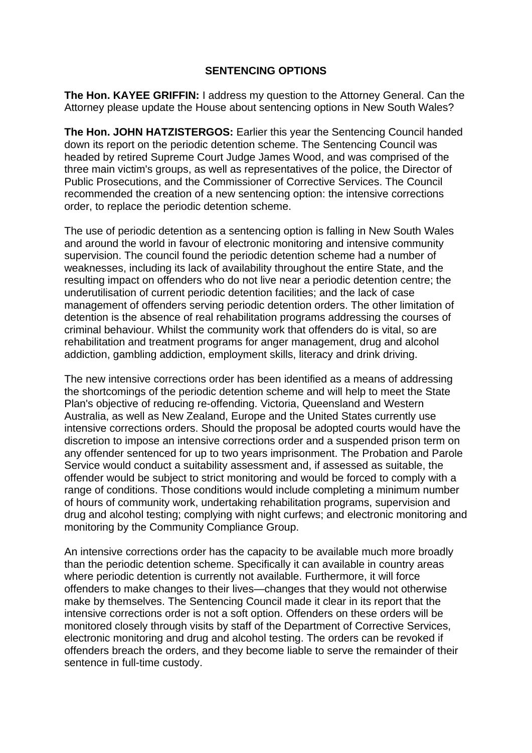**SENTENCING OPTIONS**

**The Hon. KAYEE GRIFFIN:** I address my question to the Attorney General. Can the Attorney please update the House about sentencing options in New South Wales?

**The Hon. JOHN HATZISTERGOS:** Earlier this year the Sentencing Council handed down its report on the periodic detention scheme. The Sentencing Council was headed by retired Supreme Court Judge James Wood, and was comprised of the three main victim's groups, as well as representatives of the police, the Director of Public Prosecutions, and the Commissioner of Corrective Services. The Council recommended the creation of a new sentencing option: the intensive corrections order, to replace the periodic detention scheme.

The use of periodic detention as a sentencing option is falling in New South Wales and around the world in favour of electronic monitoring and intensive community supervision. The council found the periodic detention scheme had a number of weaknesses, including its lack of availability throughout the entire State, and the resulting impact on offenders who do not live near a periodic detention centre; the underutilisation of current periodic detention facilities; and the lack of case management of offenders serving periodic detention orders. The other limitation of detention is the absence of real rehabilitation programs addressing the courses of criminal behaviour. Whilst the community work that offenders do is vital, so are rehabilitation and treatment programs for anger management, drug and alcohol addiction, gambling addiction, employment skills, literacy and drink driving.

The new intensive corrections order has been identified as a means of addressing the shortcomings of the periodic detention scheme and will help to meet the State Plan's objective of reducing re-offending. Victoria, Queensland and Western Australia, as well as New Zealand, Europe and the United States currently use intensive corrections orders. Should the proposal be adopted courts would have the discretion to impose an intensive corrections order and a suspended prison term on any offender sentenced for up to two years imprisonment. The Probation and Parole Service would conduct a suitability assessment and, if assessed as suitable, the offender would be subject to strict monitoring and would be forced to comply with a range of conditions. Those conditions would include completing a minimum number of hours of community work, undertaking rehabilitation programs, supervision and drug and alcohol testing; complying with night curfews; and electronic monitoring and monitoring by the Community Compliance Group.

An intensive corrections order has the capacity to be available much more broadly than the periodic detention scheme. Specifically it can available in country areas where periodic detention is currently not available. Furthermore, it will force offenders to make changes to their lives—changes that they would not otherwise make by themselves. The Sentencing Council made it clear in its report that the intensive corrections order is not a soft option. Offenders on these orders will be monitored closely through visits by staff of the Department of Corrective Services, electronic monitoring and drug and alcohol testing. The orders can be revoked if offenders breach the orders, and they become liable to serve the remainder of their sentence in full-time custody.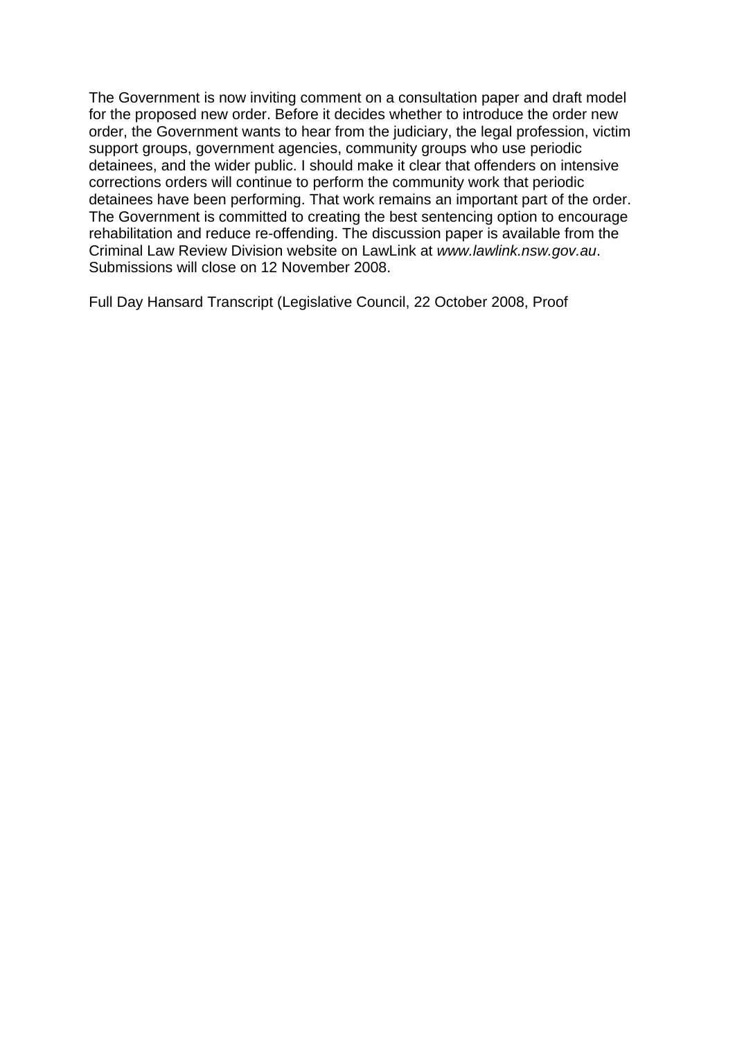The Government is now inviting comment on a consultation paper and draft model for the proposed new order. Before it decides whether to introduce the order new order, the Government wants to hear from the judiciary, the legal profession, victim support groups, government agencies, community groups who use periodic detainees, and the wider public. I should make it clear that offenders on intensive corrections orders will continue to perform the community work that periodic detainees have been performing. That work remains an important part of the order. The Government is committed to creating the best sentencing option to encourage rehabilitation and reduce re-offending. The discussion paper is available from the Criminal Law Review Division website on LawLink at *www.lawlink.nsw.gov.au*. Submissions will close on 12 November 2008.

Full Day Hansard Transcript (Legislative Council, 22 October 2008, Proof